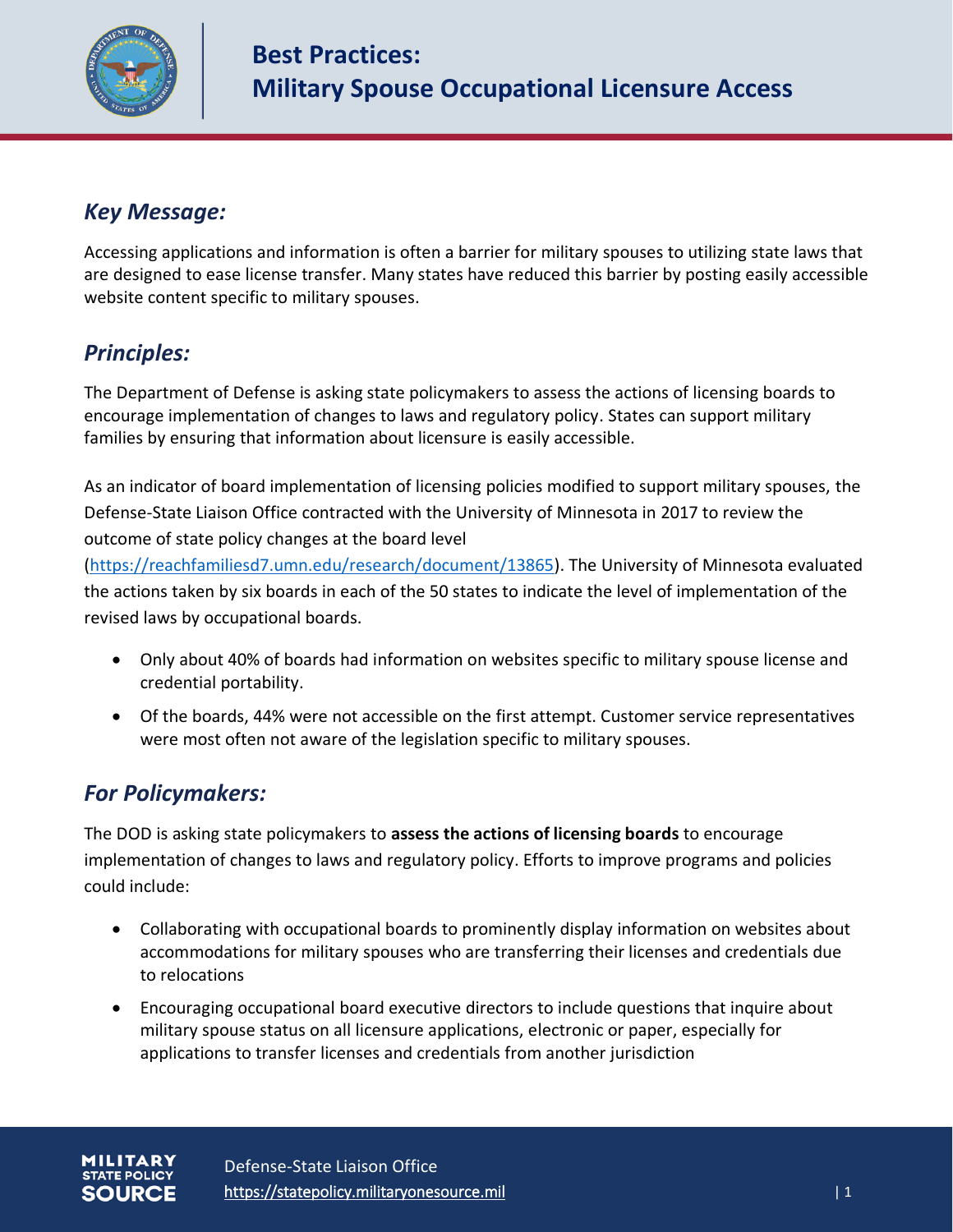# Best Practices: Military Spouse Occupational Licensure Access

## *Key Message:*

Accessing applications and information is often a barrier for military spouses to utilizing state laws that are designed to ease license transfer. Many states have reduced this barrier by posting easily accessible website content specific to military spouses.

## *Principles:*

The Department of Defense is asking state policymakers to assess the actions of licensing boards to encourage implementation of changes to laws and regulatory policy. States can support military families by ensuring that information about licensure is easily accessible.

As an indicator of board implementation of licensing policies modified to support military spouses, the Defense-State Liaison Office contracted with the University of Minnesota in 2017 to review the outcome of state policy changes at the board level (https://reachfamiliesd7.umn.edu/research/document/13865). The University of Minnesota evaluated the actions taken by six boards in each of the 50 states to indicate the level of implementation of the revised laws by occupational boards.

- Only about 40% of boards had information on websites specific to military spouse license and credential portability.
- Of the boards, 44% were not accessible on the first attempt. Customer service representatives were most often not aware of the legislation specific to military spouses.

## *For Policymakers:*

The DOD is asking state policymakers to **assess the actions of licensing boards** to encourage implementation of changes to laws and regulatory policy. Efforts to improve programs and policies could include:

- Collaborating with occupational boards to prominently display information on websites about accommodations for military spouses who are transferring their licenses and credentials due to relocations
- Encouraging occupational board executive directors to include questions that inquire about military spouse status on all licensure applications, electronic or paper, especially for applications to transfer licenses and credentials from another jurisdiction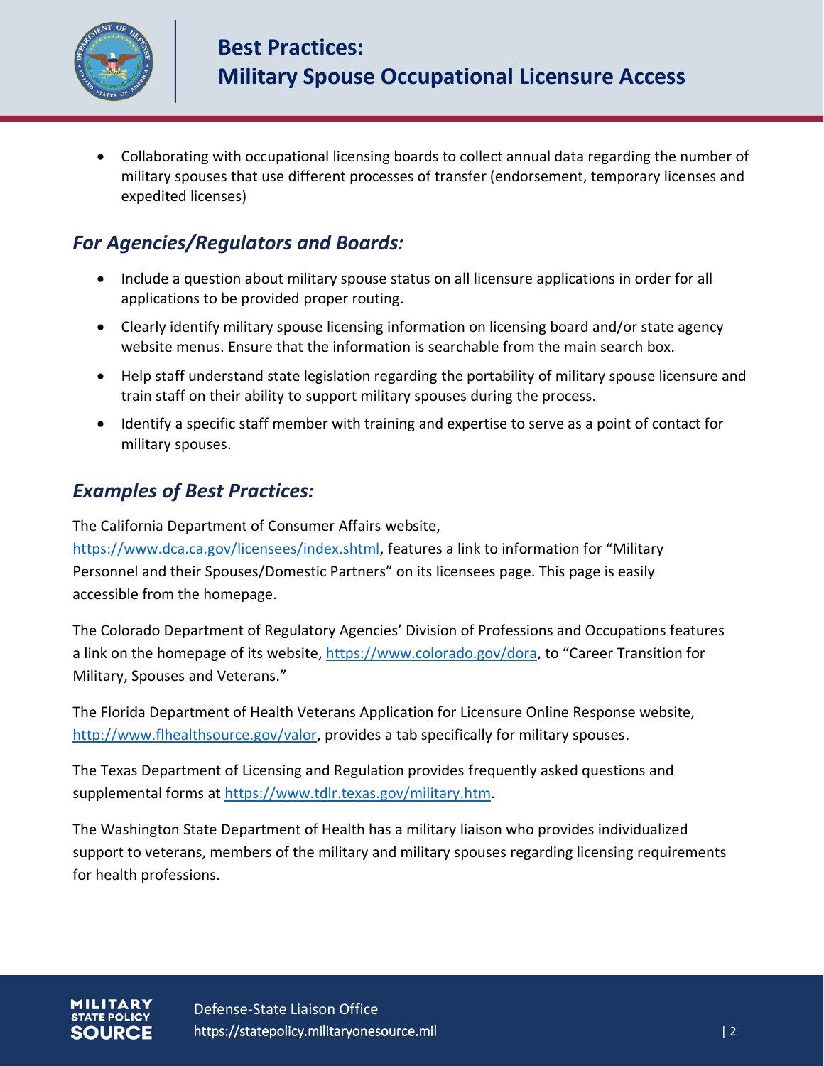- Collaborating with occupational licensing boards to collect annual data regarding the number of military spouses that use different processes of transfer (endorsement, temporary licenses and expedited licenses)

## *For Agencies/Regulators and Boards:*

- Include a question about military spouse status on all licensure applications in order for all applications to be provided proper routing.
- Clearly identify military spouse licensing information on licensing board and/or state agency website menus. Ensure that the information is searchable from the main search box.
- Help staff understand state legislation regarding the portability of military spouse licensure and train staff on their ability to support military spouses during the process.
- Identify a specific staff member with training and expertise to serve as a point of contact for military spouses.

## *Examples of Best Practices:*

The California Department of Consumer Affairs website, https://www.dca.ca.gov/licensees/index.shtml, features a link to information for "Military Personnel and their Spouses/Domestic Partners" on its licensees page. This page is easily accessible from the homepage.

The Colorado Department of Regulatory Agencies' Division of Professions and Occupations features a link on the homepage of its website, https://www.colorado.gov/dora, to "Career Transition for Military, Spouses and Veterans."

The Florida Department of Health Veterans Application for Licensure Online Response website, http://www.flhealthsource.gov/valor, provides a tab specifically for military spouses.

The Texas Department of Licensing and Regulation provides frequently asked questions and supplemental forms at https://www.tdlr.texas.gov/military.htm.

The Washington State Department of Health has a military liaison who provides individualized support to veterans, members of the military and military spouses regarding licensing requirements for health professions.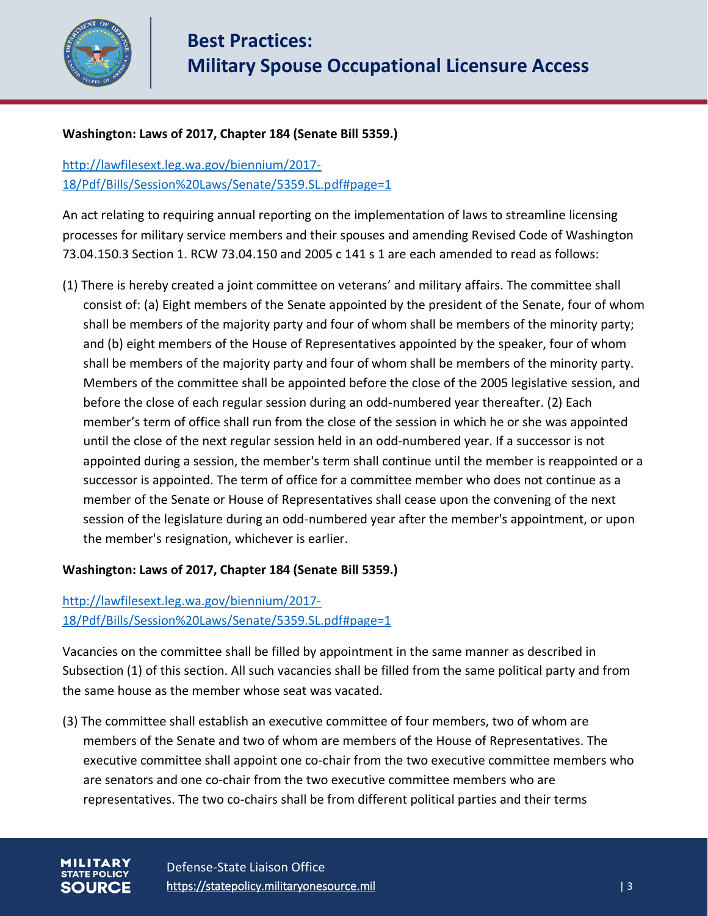**Washington: Laws of 2017, Chapter 184 (Senate Bill 5359.)**

[http://lawfilesext.leg.wa.gov/biennium/2017-18/Pdf/Bills/Session%20Laws/Senate/5359.SL.pdf#page=1](http://lawfilesext.leg.wa.gov/biennium/2017-18/Pdf/Bills/Session%20Laws/Senate/5359.SL.pdf#page=1)

An act relating to requiring annual reporting on the implementation of laws to streamline licensing processes for military service members and their spouses and amending Revised Code of Washington 73.04.150.3 Section 1. RCW 73.04.150 and 2005 c 141 s 1 are each amended to read as follows:

(1) There is hereby created a joint committee on veterans' and military affairs. The committee shall consist of: (a) Eight members of the Senate appointed by the president of the Senate, four of whom shall be members of the majority party and four of whom shall be members of the minority party; and (b) eight members of the House of Representatives appointed by the speaker, four of whom shall be members of the majority party and four of whom shall be members of the minority party. Members of the committee shall be appointed before the close of the 2005 legislative session, and before the close of each regular session during an odd-numbered year thereafter. (2) Each member's term of office shall run from the close of the session in which he or she was appointed until the close of the next regular session held in an odd-numbered year. If a successor is not appointed during a session, the member's term shall continue until the member is reappointed or a successor is appointed. The term of office for a committee member who does not continue as a member of the Senate or House of Representatives shall cease upon the convening of the next session of the legislature during an odd-numbered year after the member's appointment, or upon the member's resignation, whichever is earlier.

**Washington: Laws of 2017, Chapter 184 (Senate Bill 5359.)**

[http://lawfilesext.leg.wa.gov/biennium/2017-18/Pdf/Bills/Session%20Laws/Senate/5359.SL.pdf#page=1](http://lawfilesext.leg.wa.gov/biennium/2017-18/Pdf/Bills/Session%20Laws/Senate/5359.SL.pdf#page=1)

Vacancies on the committee shall be filled by appointment in the same manner as described in Subsection (1) of this section. All such vacancies shall be filled from the same political party and from the same house as the member whose seat was vacated.

(3) The committee shall establish an executive committee of four members, two of whom are members of the Senate and two of whom are members of the House of Representatives. The executive committee shall appoint one co-chair from the two executive committee members who are senators and one co-chair from the two executive committee members who are representatives. The two co-chairs shall be from different political parties and their terms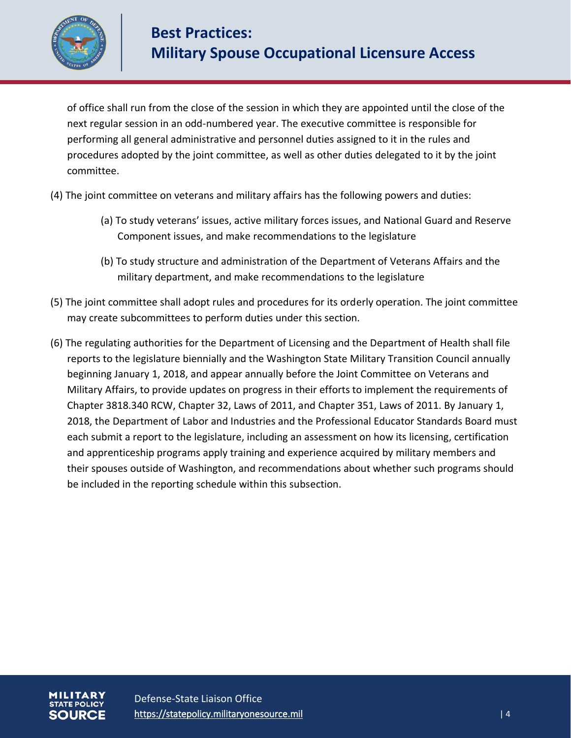of office shall run from the close of the session in which they are appointed until the close of the next regular session in an odd-numbered year. The executive committee is responsible for performing all general administrative and personnel duties assigned to it in the rules and procedures adopted by the joint committee, as well as other duties delegated to it by the joint committee.

(4) The joint committee on veterans and military affairs has the following powers and duties:

(a) To study veterans' issues, active military forces issues, and National Guard and Reserve Component issues, and make recommendations to the legislature

(b) To study structure and administration of the Department of Veterans Affairs and the military department, and make recommendations to the legislature

(5) The joint committee shall adopt rules and procedures for its orderly operation. The joint committee may create subcommittees to perform duties under this section.

(6) The regulating authorities for the Department of Licensing and the Department of Health shall file reports to the legislature biennially and the Washington State Military Transition Council annually beginning January 1, 2018, and appear annually before the Joint Committee on Veterans and Military Affairs, to provide updates on progress in their efforts to implement the requirements of Chapter 3818.340 RCW, Chapter 32, Laws of 2011, and Chapter 351, Laws of 2011. By January 1, 2018, the Department of Labor and Industries and the Professional Educator Standards Board must each submit a report to the legislature, including an assessment on how its licensing, certification and apprenticeship programs apply training and experience acquired by military members and their spouses outside of Washington, and recommendations about whether such programs should be included in the reporting schedule within this subsection.